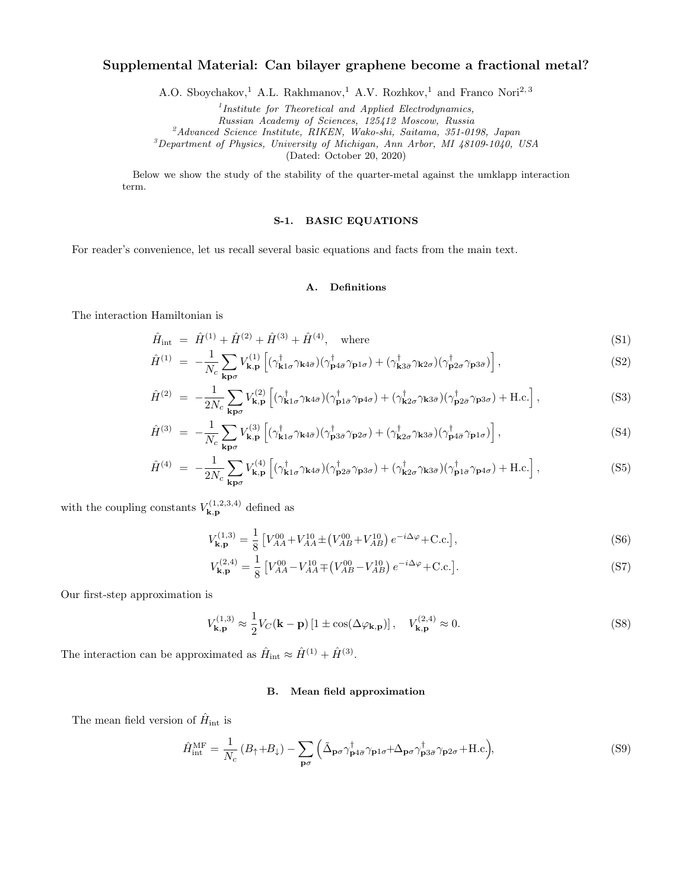# Supplemental Material: Can bilayer graphene become a fractional metal?

A.O. Sboychakov,[1] A.L. Rakhmanov,[1] A.V. Rozhkov,[1] and Franco Nori[2,3]

[1] *Institute for Theoretical and Applied Electrodynamics, Russian Academy of Sciences, 125412 Moscow, Russia*
[2] *Advanced Science Institute, RIKEN, Wako-shi, Saitama, 351-0198, Japan*
[3] *Department of Physics, University of Michigan, Ann Arbor, MI 48109-1040, USA*

(Dated: October 20, 2020)

Below we show the study of the stability of the quarter-metal against the umklapp interaction term.

## S-1. BASIC EQUATIONS

For reader's convenience, let us recall several basic equations and facts from the main text.

### A. Definitions

The interaction Hamiltonian is

$$\hat{H}_{\rm int} = \hat{H}^{(1)} + \hat{H}^{(2)} + \hat{H}^{(3)} + \hat{H}^{(4)}, \quad \text{where} \tag{S1}$$

$$\hat{H}^{(1)} = -\frac{1}{N_c}\sum_{\mathbf{kp}\sigma} V^{(1)}_{\mathbf{k},\mathbf{p}}\left[(\gamma^\dagger_{\mathbf{k}1\sigma}\gamma_{\mathbf{k}4\bar{\sigma}})(\gamma^\dagger_{\mathbf{p}4\bar{\sigma}}\gamma_{\mathbf{p}1\sigma}) + (\gamma^\dagger_{\mathbf{k}3\bar{\sigma}}\gamma_{\mathbf{k}2\sigma})(\gamma^\dagger_{\mathbf{p}2\sigma}\gamma_{\mathbf{p}3\bar{\sigma}})\right], \tag{S2}$$

$$\hat{H}^{(2)} = -\frac{1}{2N_c}\sum_{\mathbf{kp}\sigma} V^{(2)}_{\mathbf{k},\mathbf{p}}\left[(\gamma^\dagger_{\mathbf{k}1\sigma}\gamma_{\mathbf{k}4\bar{\sigma}})(\gamma^\dagger_{\mathbf{p}1\bar{\sigma}}\gamma_{\mathbf{p}4\sigma}) + (\gamma^\dagger_{\mathbf{k}2\sigma}\gamma_{\mathbf{k}3\bar{\sigma}})(\gamma^\dagger_{\mathbf{p}2\bar{\sigma}}\gamma_{\mathbf{p}3\sigma}) + \text{H.c.}\right], \tag{S3}$$

$$\hat{H}^{(3)} = -\frac{1}{N_c}\sum_{\mathbf{kp}\sigma} V^{(3)}_{\mathbf{k},\mathbf{p}}\left[(\gamma^\dagger_{\mathbf{k}1\sigma}\gamma_{\mathbf{k}4\bar{\sigma}})(\gamma^\dagger_{\mathbf{p}3\bar{\sigma}}\gamma_{\mathbf{p}2\sigma}) + (\gamma^\dagger_{\mathbf{k}2\sigma}\gamma_{\mathbf{k}3\bar{\sigma}})(\gamma^\dagger_{\mathbf{p}4\bar{\sigma}}\gamma_{\mathbf{p}1\sigma})\right], \tag{S4}$$

$$\hat{H}^{(4)} = -\frac{1}{2N_c}\sum_{\mathbf{kp}\sigma} V^{(4)}_{\mathbf{k},\mathbf{p}}\left[(\gamma^\dagger_{\mathbf{k}1\sigma}\gamma_{\mathbf{k}4\bar{\sigma}})(\gamma^\dagger_{\mathbf{p}2\bar{\sigma}}\gamma_{\mathbf{p}3\sigma}) + (\gamma^\dagger_{\mathbf{k}2\sigma}\gamma_{\mathbf{k}3\bar{\sigma}})(\gamma^\dagger_{\mathbf{p}1\bar{\sigma}}\gamma_{\mathbf{p}4\sigma}) + \text{H.c.}\right], \tag{S5}$$

with the coupling constants $V^{(1,2,3,4)}_{\mathbf{k},\mathbf{p}}$ defined as

$$V^{(1,3)}_{\mathbf{k},\mathbf{p}} = \frac{1}{8}\left[V^{00}_{AA}+V^{10}_{AA}\pm\left(V^{00}_{AB}+V^{10}_{AB}\right)e^{-i\Delta\varphi}+\text{C.c.}\right], \tag{S6}$$

$$V^{(2,4)}_{\mathbf{k},\mathbf{p}} = \frac{1}{8}\left[V^{00}_{AA}-V^{10}_{AA}\mp\left(V^{00}_{AB}-V^{10}_{AB}\right)e^{-i\Delta\varphi}+\text{C.c.}\right]. \tag{S7}$$

Our first-step approximation is

$$V^{(1,3)}_{\mathbf{k},\mathbf{p}} \approx \frac{1}{2}V_C(\mathbf{k}-\mathbf{p})\left[1\pm\cos(\Delta\varphi_{\mathbf{k},\mathbf{p}})\right], \quad V^{(2,4)}_{\mathbf{k},\mathbf{p}} \approx 0. \tag{S8}$$

The interaction can be approximated as $\hat{H}_{\rm int} \approx \hat{H}^{(1)} + \hat{H}^{(3)}$.

### B. Mean field approximation

The mean field version of $\hat{H}_{\rm int}$ is

$$\hat{H}^{\rm MF}_{\rm int} = \frac{1}{N_c}\left(B_\uparrow+B_\downarrow\right) - \sum_{\mathbf{p}\sigma}\Big(\tilde{\Delta}_{\mathbf{p}\sigma}\gamma^\dagger_{\mathbf{p}4\bar{\sigma}}\gamma_{\mathbf{p}1\sigma}+\Delta_{\mathbf{p}\sigma}\gamma^\dagger_{\mathbf{p}3\bar{\sigma}}\gamma_{\mathbf{p}2\sigma}+\text{H.c.}\Big), \tag{S9}$$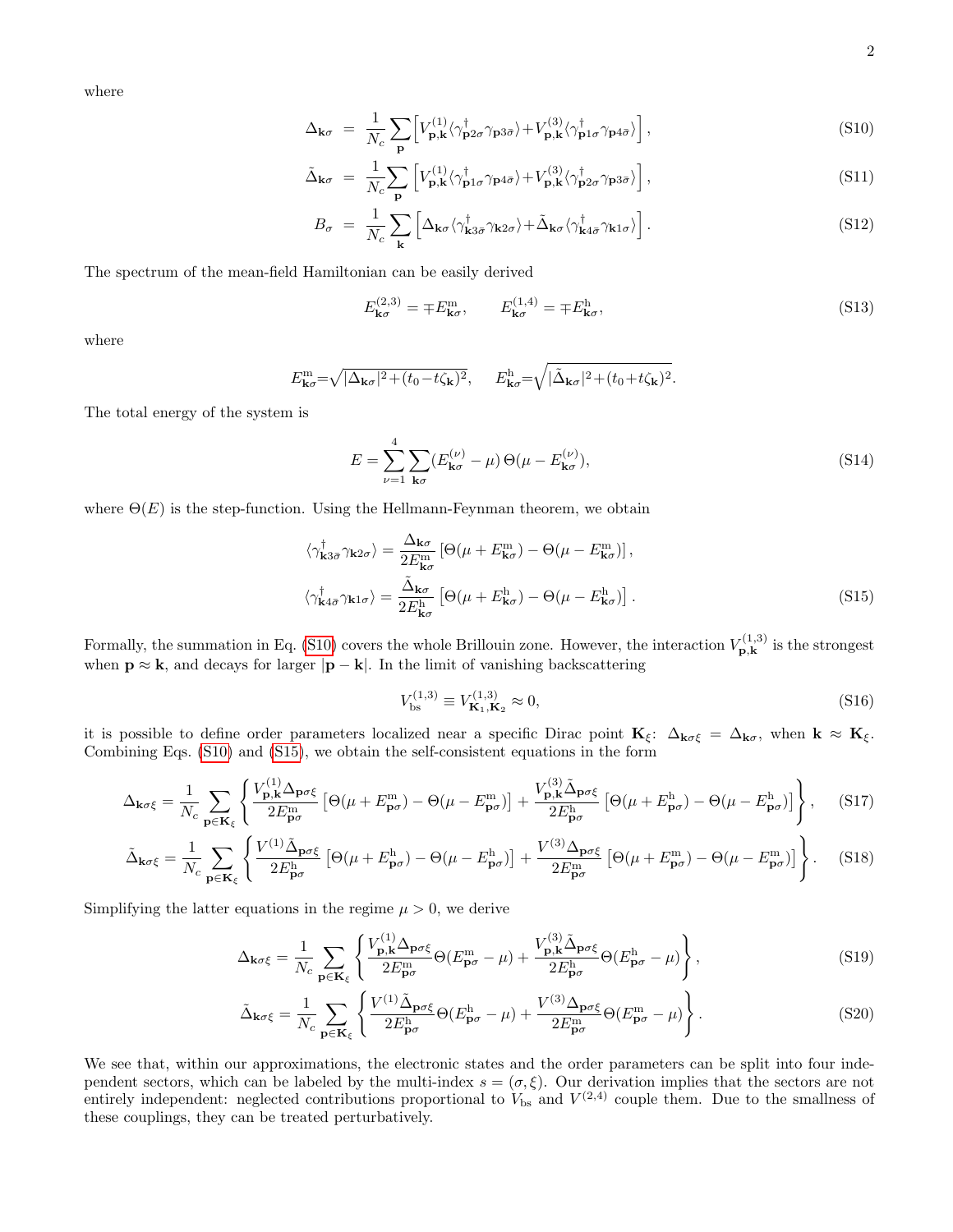where

$$\Delta_{\mathbf{k}\sigma} = \frac{1}{N_c}\sum_{\mathbf{p}}\Big[V^{(1)}_{\mathbf{p},\mathbf{k}}\langle\gamma^\dagger_{\mathbf{p}2\sigma}\gamma_{\mathbf{p}3\bar\sigma}\rangle + V^{(3)}_{\mathbf{p},\mathbf{k}}\langle\gamma^\dagger_{\mathbf{p}1\sigma}\gamma_{\mathbf{p}4\bar\sigma}\rangle\Big], \tag{S10}$$

$$\tilde\Delta_{\mathbf{k}\sigma} = \frac{1}{N_c}\sum_{\mathbf{p}}\Big[V^{(1)}_{\mathbf{p},\mathbf{k}}\langle\gamma^\dagger_{\mathbf{p}1\sigma}\gamma_{\mathbf{p}4\bar\sigma}\rangle + V^{(3)}_{\mathbf{p},\mathbf{k}}\langle\gamma^\dagger_{\mathbf{p}2\sigma}\gamma_{\mathbf{p}3\bar\sigma}\rangle\Big], \tag{S11}$$

$$B_\sigma = \frac{1}{N_c}\sum_{\mathbf{k}}\Big[\Delta_{\mathbf{k}\sigma}\langle\gamma^\dagger_{\mathbf{k}3\bar\sigma}\gamma_{\mathbf{k}2\sigma}\rangle + \tilde\Delta_{\mathbf{k}\sigma}\langle\gamma^\dagger_{\mathbf{k}4\bar\sigma}\gamma_{\mathbf{k}1\sigma}\rangle\Big]. \tag{S12}$$

The spectrum of the mean-field Hamiltonian can be easily derived

$$E^{(2,3)}_{\mathbf{k}\sigma} = \mp E^{\rm m}_{\mathbf{k}\sigma}, \qquad E^{(1,4)}_{\mathbf{k}\sigma} = \mp E^{\rm h}_{\mathbf{k}\sigma}, \tag{S13}$$

where

$$E^{\rm m}_{\mathbf{k}\sigma} = \sqrt{|\Delta_{\mathbf{k}\sigma}|^2 + (t_0 - t\zeta_{\mathbf{k}})^2}, \qquad E^{\rm h}_{\mathbf{k}\sigma} = \sqrt{|\tilde\Delta_{\mathbf{k}\sigma}|^2 + (t_0 + t\zeta_{\mathbf{k}})^2}.$$

The total energy of the system is

$$E = \sum_{\nu=1}^{4}\sum_{\mathbf{k}\sigma}(E^{(\nu)}_{\mathbf{k}\sigma} - \mu)\,\Theta(\mu - E^{(\nu)}_{\mathbf{k}\sigma}), \tag{S14}$$

where $\Theta(E)$ is the step-function. Using the Hellmann-Feynman theorem, we obtain

$$\langle\gamma^\dagger_{\mathbf{k}3\bar\sigma}\gamma_{\mathbf{k}2\sigma}\rangle = \frac{\Delta_{\mathbf{k}\sigma}}{2E^{\rm m}_{\mathbf{k}\sigma}}\left[\Theta(\mu + E^{\rm m}_{\mathbf{k}\sigma}) - \Theta(\mu - E^{\rm m}_{\mathbf{k}\sigma})\right],$$
$$\langle\gamma^\dagger_{\mathbf{k}4\bar\sigma}\gamma_{\mathbf{k}1\sigma}\rangle = \frac{\tilde\Delta_{\mathbf{k}\sigma}}{2E^{\rm h}_{\mathbf{k}\sigma}}\left[\Theta(\mu + E^{\rm h}_{\mathbf{k}\sigma}) - \Theta(\mu - E^{\rm h}_{\mathbf{k}\sigma})\right]. \tag{S15}$$

Formally, the summation in Eq. (S10) covers the whole Brillouin zone. However, the interaction $V^{(1,3)}_{\mathbf{p},\mathbf{k}}$ is the strongest when $\mathbf{p} \approx \mathbf{k}$, and decays for larger $|\mathbf{p} - \mathbf{k}|$. In the limit of vanishing backscattering

$$V^{(1,3)}_{\rm bs} \equiv V^{(1,3)}_{\mathbf{K}_1,\mathbf{K}_2} \approx 0, \tag{S16}$$

it is possible to define order parameters localized near a specific Dirac point $\mathbf{K}_\xi$: $\Delta_{\mathbf{k}\sigma\xi} = \Delta_{\mathbf{k}\sigma}$, when $\mathbf{k} \approx \mathbf{K}_\xi$. Combining Eqs. (S10) and (S15), we obtain the self-consistent equations in the form

$$\Delta_{\mathbf{k}\sigma\xi} = \frac{1}{N_c}\sum_{\mathbf{p}\in\mathbf{K}_\xi}\left\{\frac{V^{(1)}_{\mathbf{p},\mathbf{k}}\Delta_{\mathbf{p}\sigma\xi}}{2E^{\rm m}_{\mathbf{p}\sigma}}\left[\Theta(\mu + E^{\rm m}_{\mathbf{p}\sigma}) - \Theta(\mu - E^{\rm m}_{\mathbf{p}\sigma})\right] + \frac{V^{(3)}_{\mathbf{p},\mathbf{k}}\tilde\Delta_{\mathbf{p}\sigma\xi}}{2E^{\rm h}_{\mathbf{p}\sigma}}\left[\Theta(\mu + E^{\rm h}_{\mathbf{p}\sigma}) - \Theta(\mu - E^{\rm h}_{\mathbf{p}\sigma})\right]\right\}, \tag{S17}$$

$$\tilde\Delta_{\mathbf{k}\sigma\xi} = \frac{1}{N_c}\sum_{\mathbf{p}\in\mathbf{K}_\xi}\left\{\frac{V^{(1)}\tilde\Delta_{\mathbf{p}\sigma\xi}}{2E^{\rm h}_{\mathbf{p}\sigma}}\left[\Theta(\mu + E^{\rm h}_{\mathbf{p}\sigma}) - \Theta(\mu - E^{\rm h}_{\mathbf{p}\sigma})\right] + \frac{V^{(3)}\Delta_{\mathbf{p}\sigma\xi}}{2E^{\rm m}_{\mathbf{p}\sigma}}\left[\Theta(\mu + E^{\rm m}_{\mathbf{p}\sigma}) - \Theta(\mu - E^{\rm m}_{\mathbf{p}\sigma})\right]\right\}. \tag{S18}$$

Simplifying the latter equations in the regime $\mu > 0$, we derive

$$\Delta_{\mathbf{k}\sigma\xi} = \frac{1}{N_c}\sum_{\mathbf{p}\in\mathbf{K}_\xi}\left\{\frac{V^{(1)}_{\mathbf{p},\mathbf{k}}\Delta_{\mathbf{p}\sigma\xi}}{2E^{\rm m}_{\mathbf{p}\sigma}}\Theta(E^{\rm m}_{\mathbf{p}\sigma} - \mu) + \frac{V^{(3)}_{\mathbf{p},\mathbf{k}}\tilde\Delta_{\mathbf{p}\sigma\xi}}{2E^{\rm h}_{\mathbf{p}\sigma}}\Theta(E^{\rm h}_{\mathbf{p}\sigma} - \mu)\right\}, \tag{S19}$$

$$\tilde\Delta_{\mathbf{k}\sigma\xi} = \frac{1}{N_c}\sum_{\mathbf{p}\in\mathbf{K}_\xi}\left\{\frac{V^{(1)}\tilde\Delta_{\mathbf{p}\sigma\xi}}{2E^{\rm h}_{\mathbf{p}\sigma}}\Theta(E^{\rm h}_{\mathbf{p}\sigma} - \mu) + \frac{V^{(3)}\Delta_{\mathbf{p}\sigma\xi}}{2E^{\rm m}_{\mathbf{p}\sigma}}\Theta(E^{\rm m}_{\mathbf{p}\sigma} - \mu)\right\}. \tag{S20}$$

We see that, within our approximations, the electronic states and the order parameters can be split into four independent sectors, which can be labeled by the multi-index $s = (\sigma, \xi)$. Our derivation implies that the sectors are not entirely independent: neglected contributions proportional to $V_{\rm bs}$ and $V^{(2,4)}$ couple them. Due to the smallness of these couplings, they can be treated perturbatively.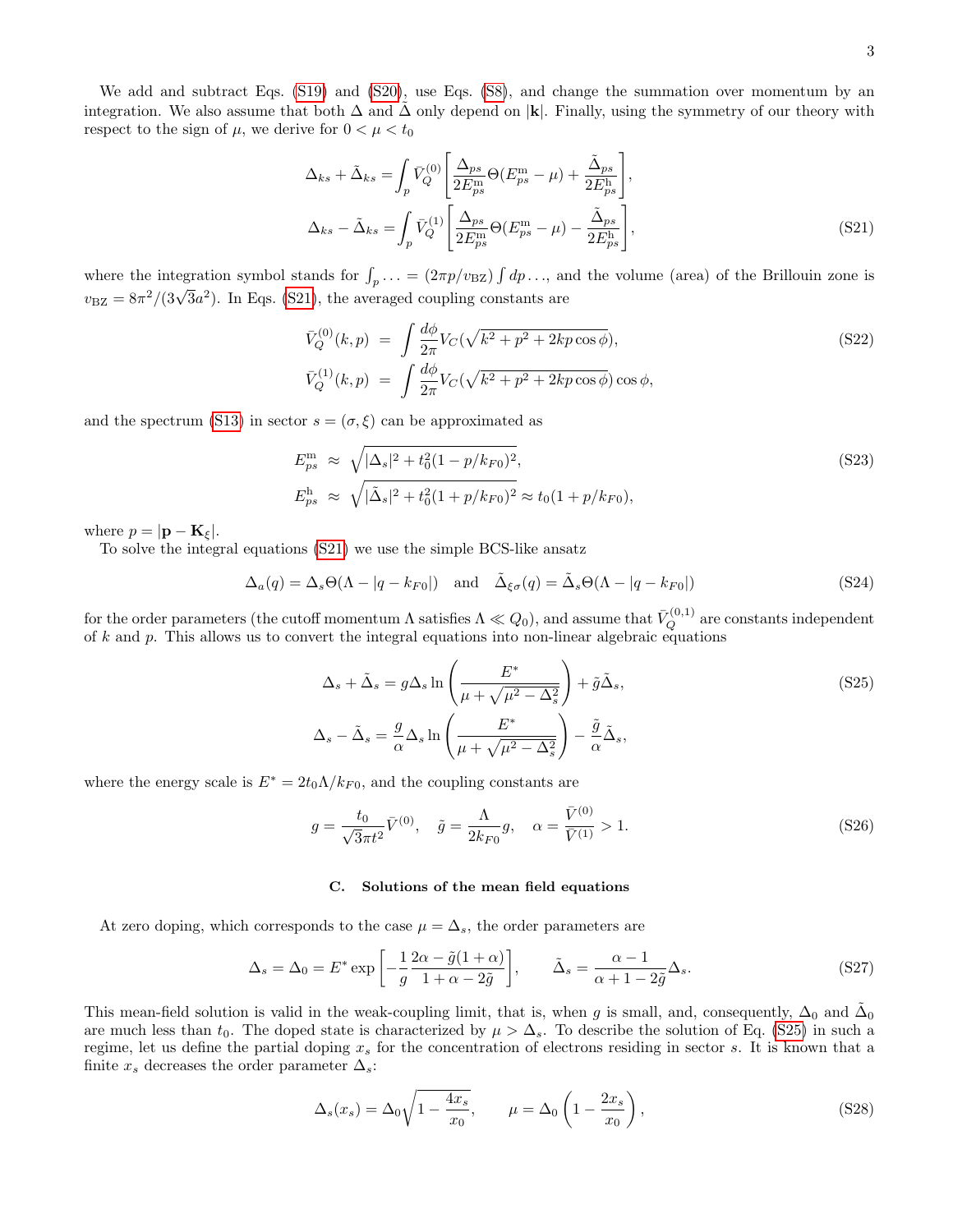We add and subtract Eqs. (S19) and (S20), use Eqs. (S8), and change the summation over momentum by an integration. We also assume that both $\Delta$ and $\tilde{\Delta}$ only depend on $|\mathbf{k}|$. Finally, using the symmetry of our theory with respect to the sign of $\mu$, we derive for $0 < \mu < t_0$

$$
\begin{aligned}
\Delta_{ks} + \tilde{\Delta}_{ks} &= \int_p \bar{V}_Q^{(0)} \left[ \frac{\Delta_{ps}}{2E^{\rm m}_{ps}} \Theta(E^{\rm m}_{ps} - \mu) + \frac{\tilde{\Delta}_{ps}}{2E^{\rm h}_{ps}} \right], \\
\Delta_{ks} - \tilde{\Delta}_{ks} &= \int_p \bar{V}_Q^{(1)} \left[ \frac{\Delta_{ps}}{2E^{\rm m}_{ps}} \Theta(E^{\rm m}_{ps} - \mu) - \frac{\tilde{\Delta}_{ps}}{2E^{\rm h}_{ps}} \right],
\end{aligned}
\tag{S21}
$$

where the integration symbol stands for $\int_p \ldots = (2\pi p/v_{\rm BZ}) \int dp \ldots$, and the volume (area) of the Brillouin zone is $v_{\rm BZ} = 8\pi^2/(3\sqrt{3}a^2)$. In Eqs. (S21), the averaged coupling constants are

$$
\begin{aligned}
\bar{V}_Q^{(0)}(k,p) &= \int \frac{d\phi}{2\pi} V_C(\sqrt{k^2 + p^2 + 2kp\cos\phi}), \\
\bar{V}_Q^{(1)}(k,p) &= \int \frac{d\phi}{2\pi} V_C(\sqrt{k^2 + p^2 + 2kp\cos\phi}) \cos\phi,
\end{aligned}
\tag{S22}
$$

and the spectrum (S13) in sector $s = (\sigma, \xi)$ can be approximated as

$$
\begin{aligned}
E^{\rm m}_{ps} &\approx \sqrt{|\Delta_s|^2 + t_0^2(1 - p/k_{F0})^2}, \\
E^{\rm h}_{ps} &\approx \sqrt{|\tilde{\Delta}_s|^2 + t_0^2(1 + p/k_{F0})^2} \approx t_0(1 + p/k_{F0}),
\end{aligned}
\tag{S23}
$$

where $p = |\mathbf{p} - \mathbf{K}_\xi|$.

To solve the integral equations (S21) we use the simple BCS-like ansatz

$$
\Delta_a(q) = \Delta_s \Theta(\Lambda - |q - k_{F0}|) \quad \text{and} \quad \tilde{\Delta}_{\xi\sigma}(q) = \tilde{\Delta}_s \Theta(\Lambda - |q - k_{F0}|)
\tag{S24}
$$

for the order parameters (the cutoff momentum $\Lambda$ satisfies $\Lambda \ll Q_0$), and assume that $\bar{V}_Q^{(0,1)}$ are constants independent of $k$ and $p$. This allows us to convert the integral equations into non-linear algebraic equations

$$
\begin{aligned}
\Delta_s + \tilde{\Delta}_s &= g \Delta_s \ln\left( \frac{E^*}{\mu + \sqrt{\mu^2 - \Delta_s^2}} \right) + \tilde{g} \tilde{\Delta}_s, \\
\Delta_s - \tilde{\Delta}_s &= \frac{g}{\alpha} \Delta_s \ln\left( \frac{E^*}{\mu + \sqrt{\mu^2 - \Delta_s^2}} \right) - \frac{\tilde{g}}{\alpha} \tilde{\Delta}_s,
\end{aligned}
\tag{S25}
$$

where the energy scale is $E^* = 2t_0\Lambda/k_{F0}$, and the coupling constants are

$$
g = \frac{t_0}{\sqrt{3}\pi t^2} \bar{V}^{(0)}, \quad \tilde{g} = \frac{\Lambda}{2k_{F0}} g, \quad \alpha = \frac{\bar{V}^{(0)}}{\bar{V}^{(1)}} > 1.
\tag{S26}
$$

### C. Solutions of the mean field equations

At zero doping, which corresponds to the case $\mu = \Delta_s$, the order parameters are

$$
\Delta_s = \Delta_0 = E^* \exp\left[ -\frac{1}{g} \frac{2\alpha - \tilde{g}(1+\alpha)}{1 + \alpha - 2\tilde{g}} \right], \qquad \tilde{\Delta}_s = \frac{\alpha - 1}{\alpha + 1 - 2\tilde{g}} \Delta_s.
\tag{S27}
$$

This mean-field solution is valid in the weak-coupling limit, that is, when $g$ is small, and, consequently, $\Delta_0$ and $\tilde{\Delta}_0$ are much less than $t_0$. The doped state is characterized by $\mu > \Delta_s$. To describe the solution of Eq. (S25) in such a regime, let us define the partial doping $x_s$ for the concentration of electrons residing in sector $s$. It is known that a finite $x_s$ decreases the order parameter $\Delta_s$:

$$
\Delta_s(x_s) = \Delta_0 \sqrt{1 - \frac{4x_s}{x_0}}, \qquad \mu = \Delta_0 \left( 1 - \frac{2x_s}{x_0} \right),
\tag{S28}
$$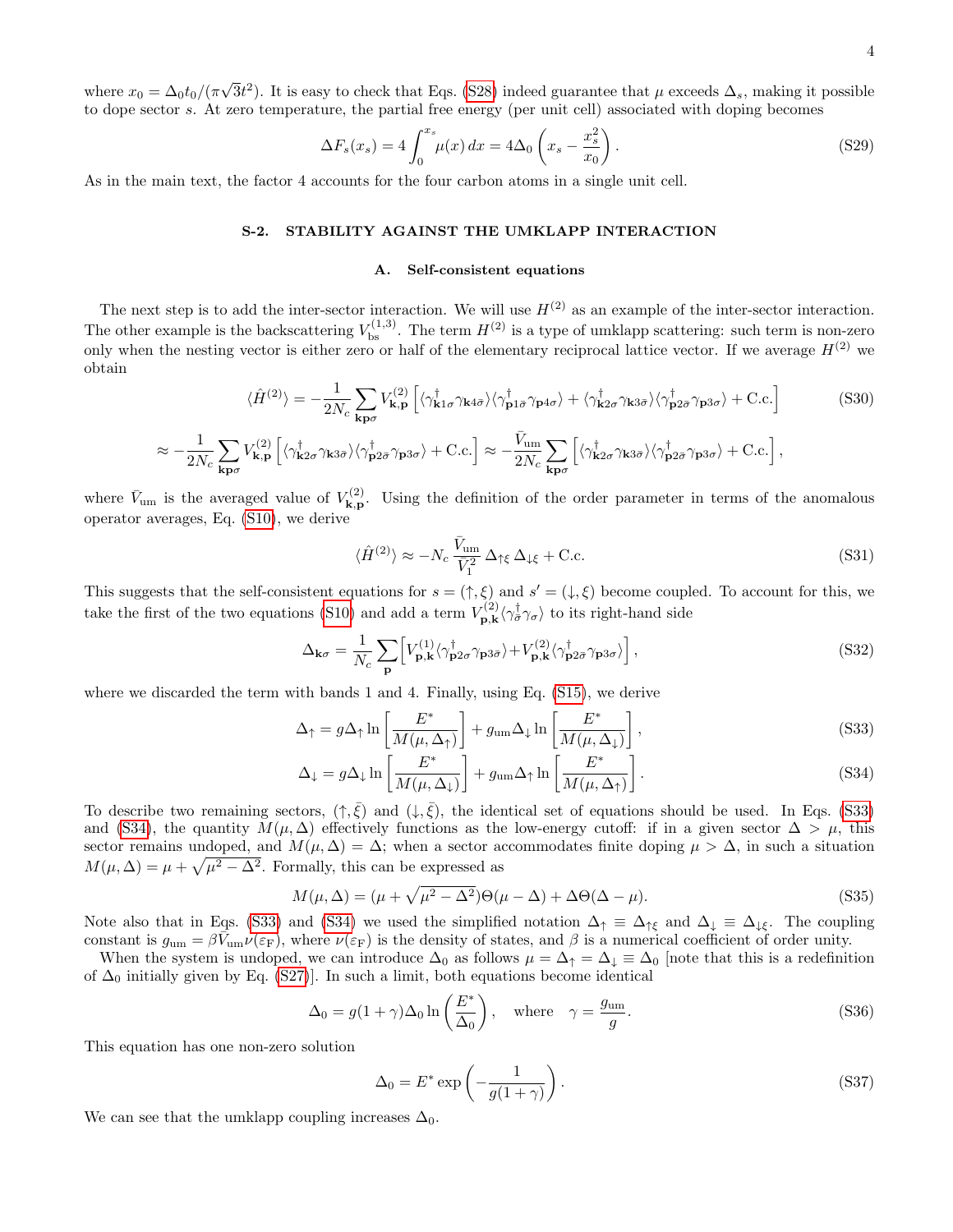where $x_0 = \Delta_0 t_0 / (\pi\sqrt{3} t^2)$. It is easy to check that Eqs. (S28) indeed guarantee that $\mu$ exceeds $\Delta_s$, making it possible to dope sector $s$. At zero temperature, the partial free energy (per unit cell) associated with doping becomes

$$\Delta F_s(x_s) = 4 \int_0^{x_s} \mu(x)\, dx = 4\Delta_0 \left( x_s - \frac{x_s^2}{x_0} \right). \tag{S29}$$

As in the main text, the factor 4 accounts for the four carbon atoms in a single unit cell.

## S-2. STABILITY AGAINST THE UMKLAPP INTERACTION

### A. Self-consistent equations

The next step is to add the inter-sector interaction. We will use $H^{(2)}$ as an example of the inter-sector interaction. The other example is the backscattering $V_{\rm bs}^{(1,3)}$. The term $H^{(2)}$ is a type of umklapp scattering: such term is non-zero only when the nesting vector is either zero or half of the elementary reciprocal lattice vector. If we average $H^{(2)}$ we obtain

$$\langle \hat{H}^{(2)} \rangle = -\frac{1}{2N_c} \sum_{\mathbf{kp}\sigma} V^{(2)}_{\mathbf{k},\mathbf{p}} \left[ \langle \gamma^\dagger_{\mathbf{k}1\sigma} \gamma_{\mathbf{k}4\bar{\sigma}} \rangle \langle \gamma^\dagger_{\mathbf{p}1\bar{\sigma}} \gamma_{\mathbf{p}4\sigma} \rangle + \langle \gamma^\dagger_{\mathbf{k}2\sigma} \gamma_{\mathbf{k}3\bar{\sigma}} \rangle \langle \gamma^\dagger_{\mathbf{p}2\bar{\sigma}} \gamma_{\mathbf{p}3\sigma} \rangle + \text{C.c.} \right] \tag{S30}$$

$$\approx -\frac{1}{2N_c} \sum_{\mathbf{kp}\sigma} V^{(2)}_{\mathbf{k},\mathbf{p}} \left[ \langle \gamma^\dagger_{\mathbf{k}2\sigma} \gamma_{\mathbf{k}3\bar{\sigma}} \rangle \langle \gamma^\dagger_{\mathbf{p}2\bar{\sigma}} \gamma_{\mathbf{p}3\sigma} \rangle + \text{C.c.} \right] \approx -\frac{\bar{V}_{\rm um}}{2N_c} \sum_{\mathbf{kp}\sigma} \left[ \langle \gamma^\dagger_{\mathbf{k}2\sigma} \gamma_{\mathbf{k}3\bar{\sigma}} \rangle \langle \gamma^\dagger_{\mathbf{p}2\bar{\sigma}} \gamma_{\mathbf{p}3\sigma} \rangle + \text{C.c.} \right],$$

where $\bar{V}_{\rm um}$ is the averaged value of $V^{(2)}_{\mathbf{k},\mathbf{p}}$. Using the definition of the order parameter in terms of the anomalous operator averages, Eq. (S10), we derive

$$\langle \hat{H}^{(2)} \rangle \approx -N_c \frac{\bar{V}_{\rm um}}{\bar{V}_1^2} \Delta_{\uparrow\xi}\, \Delta_{\downarrow\xi} + \text{C.c.} \tag{S31}$$

This suggests that the self-consistent equations for $s = (\uparrow, \xi)$ and $s' = (\downarrow, \xi)$ become coupled. To account for this, we take the first of the two equations (S10) and add a term $V^{(2)}_{\mathbf{p},\mathbf{k}} \langle \gamma^\dagger_{\bar{\sigma}} \gamma_\sigma \rangle$ to its right-hand side

$$\Delta_{\mathbf{k}\sigma} = \frac{1}{N_c} \sum_{\mathbf{p}} \left[ V^{(1)}_{\mathbf{p},\mathbf{k}} \langle \gamma^\dagger_{\mathbf{p}2\sigma} \gamma_{\mathbf{p}3\bar{\sigma}} \rangle + V^{(2)}_{\mathbf{p},\mathbf{k}} \langle \gamma^\dagger_{\mathbf{p}2\bar{\sigma}} \gamma_{\mathbf{p}3\sigma} \rangle \right], \tag{S32}$$

where we discarded the term with bands 1 and 4. Finally, using Eq. (S15), we derive

$$\Delta_\uparrow = g \Delta_\uparrow \ln \left[ \frac{E^*}{M(\mu, \Delta_\uparrow)} \right] + g_{\rm um} \Delta_\downarrow \ln \left[ \frac{E^*}{M(\mu, \Delta_\downarrow)} \right], \tag{S33}$$

$$\Delta_\downarrow = g \Delta_\downarrow \ln \left[ \frac{E^*}{M(\mu, \Delta_\downarrow)} \right] + g_{\rm um} \Delta_\uparrow \ln \left[ \frac{E^*}{M(\mu, \Delta_\uparrow)} \right]. \tag{S34}$$

To describe two remaining sectors, $(\uparrow, \bar{\xi})$ and $(\downarrow, \bar{\xi})$, the identical set of equations should be used. In Eqs. (S33) and (S34), the quantity $M(\mu, \Delta)$ effectively functions as the low-energy cutoff: if in a given sector $\Delta > \mu$, this sector remains undoped, and $M(\mu, \Delta) = \Delta$; when a sector accommodates finite doping $\mu > \Delta$, in such a situation $M(\mu, \Delta) = \mu + \sqrt{\mu^2 - \Delta^2}$. Formally, this can be expressed as

$$M(\mu, \Delta) = (\mu + \sqrt{\mu^2 - \Delta^2}) \Theta(\mu - \Delta) + \Delta \Theta(\Delta - \mu). \tag{S35}$$

Note also that in Eqs. (S33) and (S34) we used the simplified notation $\Delta_\uparrow \equiv \Delta_{\uparrow\xi}$ and $\Delta_\downarrow \equiv \Delta_{\downarrow\xi}$. The coupling constant is $g_{\rm um} = \beta \bar{V}_{\rm um} \nu(\varepsilon_{\rm F})$, where $\nu(\varepsilon_{\rm F})$ is the density of states, and $\beta$ is a numerical coefficient of order unity.

When the system is undoped, we can introduce $\Delta_0$ as follows $\mu = \Delta_\uparrow = \Delta_\downarrow \equiv \Delta_0$ [note that this is a redefinition of $\Delta_0$ initially given by Eq. (S27)]. In such a limit, both equations become identical

$$\Delta_0 = g(1 + \gamma) \Delta_0 \ln \left( \frac{E^*}{\Delta_0} \right), \quad \text{where} \quad \gamma = \frac{g_{\rm um}}{g}. \tag{S36}$$

This equation has one non-zero solution

$$\Delta_0 = E^* \exp \left( -\frac{1}{g(1 + \gamma)} \right). \tag{S37}$$

We can see that the umklapp coupling increases $\Delta_0$.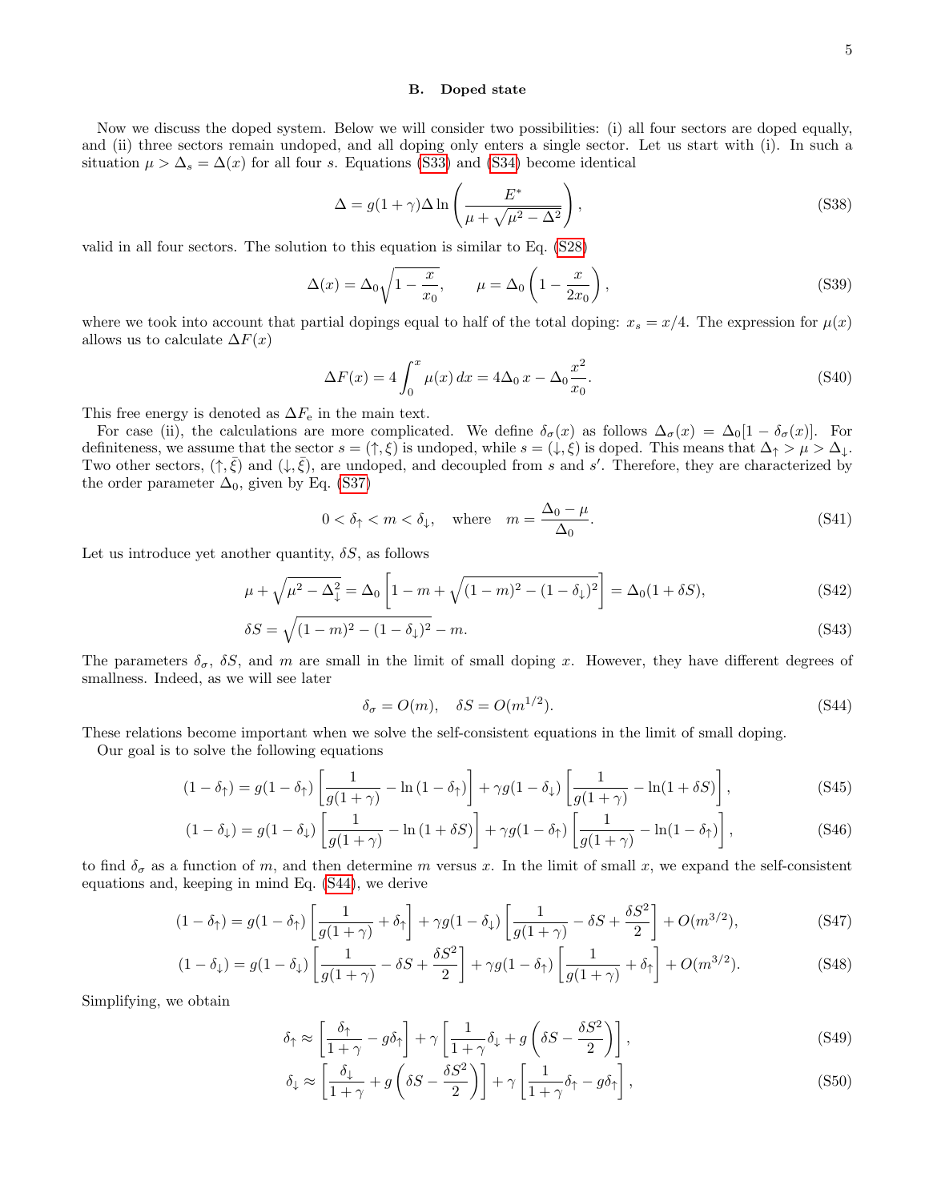### B. Doped state

Now we discuss the doped system. Below we will consider two possibilities: (i) all four sectors are doped equally, and (ii) three sectors remain undoped, and all doping only enters a single sector. Let us start with (i). In such a situation $\mu > \Delta_s = \Delta(x)$ for all four $s$. Equations (S33) and (S34) become identical

$$\Delta = g(1+\gamma)\Delta \ln\left(\frac{E^*}{\mu + \sqrt{\mu^2 - \Delta^2}}\right), \tag{S38}$$

valid in all four sectors. The solution to this equation is similar to Eq. (S28)

$$\Delta(x) = \Delta_0 \sqrt{1 - \frac{x}{x_0}}, \qquad \mu = \Delta_0 \left(1 - \frac{x}{2x_0}\right), \tag{S39}$$

where we took into account that partial dopings equal to half of the total doping: $x_s = x/4$. The expression for $\mu(x)$ allows us to calculate $\Delta F(x)$

$$\Delta F(x) = 4\int_0^x \mu(x)\, dx = 4\Delta_0\, x - \Delta_0 \frac{x^2}{x_0}. \tag{S40}$$

This free energy is denoted as $\Delta F_{\rm e}$ in the main text.

For case (ii), the calculations are more complicated. We define $\delta_\sigma(x)$ as follows $\Delta_\sigma(x) = \Delta_0[1 - \delta_\sigma(x)]$. For definiteness, we assume that the sector $s = (\uparrow, \xi)$ is undoped, while $s = (\downarrow, \xi)$ is doped. This means that $\Delta_\uparrow > \mu > \Delta_\downarrow$. Two other sectors, $(\uparrow, \bar{\xi})$ and $(\downarrow, \bar{\xi})$, are undoped, and decoupled from $s$ and $s'$. Therefore, they are characterized by the order parameter $\Delta_0$, given by Eq. (S37)

$$0 < \delta_\uparrow < m < \delta_\downarrow, \quad \text{where} \quad m = \frac{\Delta_0 - \mu}{\Delta_0}. \tag{S41}$$

Let us introduce yet another quantity, $\delta S$, as follows

$$\mu + \sqrt{\mu^2 - \Delta_\downarrow^2} = \Delta_0 \left[1 - m + \sqrt{(1-m)^2 - (1-\delta_\downarrow)^2}\right] = \Delta_0(1 + \delta S), \tag{S42}$$

$$\delta S = \sqrt{(1-m)^2 - (1-\delta_\downarrow)^2} - m. \tag{S43}$$

The parameters $\delta_\sigma$, $\delta S$, and $m$ are small in the limit of small doping $x$. However, they have different degrees of smallness. Indeed, as we will see later

$$\delta_\sigma = O(m), \quad \delta S = O(m^{1/2}). \tag{S44}$$

These relations become important when we solve the self-consistent equations in the limit of small doping.

Our goal is to solve the following equations

$$(1 - \delta_\uparrow) = g(1-\delta_\uparrow)\left[\frac{1}{g(1+\gamma)} - \ln(1-\delta_\uparrow)\right] + \gamma g(1-\delta_\downarrow)\left[\frac{1}{g(1+\gamma)} - \ln(1+\delta S)\right], \tag{S45}$$

$$(1 - \delta_\downarrow) = g(1-\delta_\downarrow)\left[\frac{1}{g(1+\gamma)} - \ln(1+\delta S)\right] + \gamma g(1-\delta_\uparrow)\left[\frac{1}{g(1+\gamma)} - \ln(1-\delta_\uparrow)\right], \tag{S46}$$

to find $\delta_\sigma$ as a function of $m$, and then determine $m$ versus $x$. In the limit of small $x$, we expand the self-consistent equations and, keeping in mind Eq. (S44), we derive

$$(1 - \delta_\uparrow) = g(1-\delta_\uparrow)\left[\frac{1}{g(1+\gamma)} + \delta_\uparrow\right] + \gamma g(1-\delta_\downarrow)\left[\frac{1}{g(1+\gamma)} - \delta S + \frac{\delta S^2}{2}\right] + O(m^{3/2}), \tag{S47}$$

$$(1 - \delta_\downarrow) = g(1-\delta_\downarrow)\left[\frac{1}{g(1+\gamma)} - \delta S + \frac{\delta S^2}{2}\right] + \gamma g(1-\delta_\uparrow)\left[\frac{1}{g(1+\gamma)} + \delta_\uparrow\right] + O(m^{3/2}). \tag{S48}$$

Simplifying, we obtain

$$\delta_\uparrow \approx \left[\frac{\delta_\uparrow}{1+\gamma} - g\delta_\uparrow\right] + \gamma\left[\frac{1}{1+\gamma}\delta_\downarrow + g\left(\delta S - \frac{\delta S^2}{2}\right)\right], \tag{S49}$$

$$\delta_\downarrow \approx \left[\frac{\delta_\downarrow}{1+\gamma} + g\left(\delta S - \frac{\delta S^2}{2}\right)\right] + \gamma\left[\frac{1}{1+\gamma}\delta_\uparrow - g\delta_\uparrow\right], \tag{S50}$$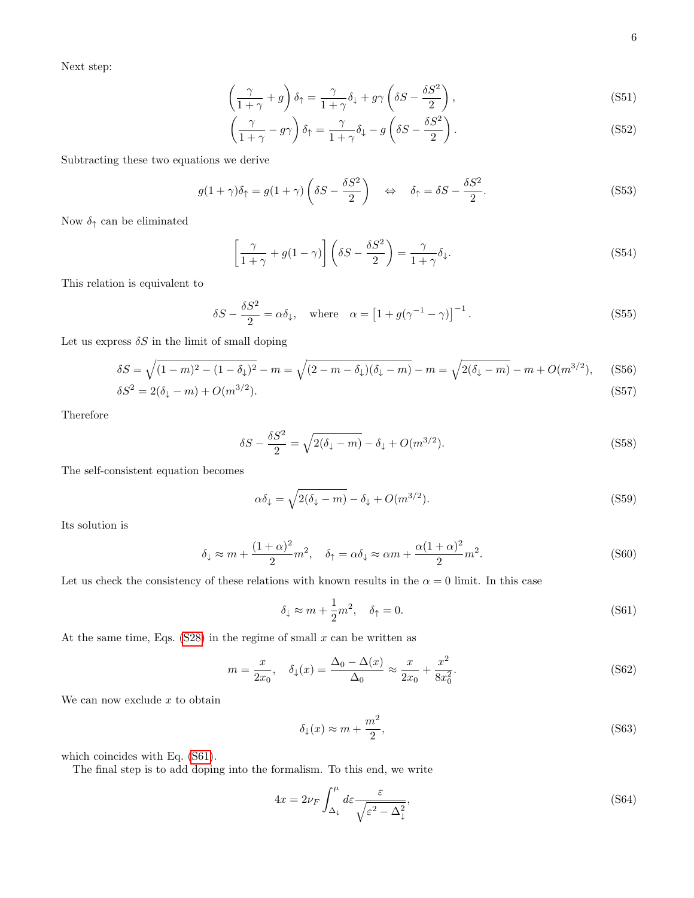Next step:

$$\left(\frac{\gamma}{1+\gamma}+g\right)\delta_\uparrow = \frac{\gamma}{1+\gamma}\delta_\downarrow + g\gamma\left(\delta S - \frac{\delta S^2}{2}\right), \tag{S51}$$

$$\left(\frac{\gamma}{1+\gamma}-g\gamma\right)\delta_\uparrow = \frac{\gamma}{1+\gamma}\delta_\downarrow - g\left(\delta S - \frac{\delta S^2}{2}\right). \tag{S52}$$

Subtracting these two equations we derive

$$g(1+\gamma)\delta_\uparrow = g(1+\gamma)\left(\delta S - \frac{\delta S^2}{2}\right) \quad \Leftrightarrow \quad \delta_\uparrow = \delta S - \frac{\delta S^2}{2}. \tag{S53}$$

Now $\delta_\uparrow$ can be eliminated

$$\left[\frac{\gamma}{1+\gamma} + g(1-\gamma)\right]\left(\delta S - \frac{\delta S^2}{2}\right) = \frac{\gamma}{1+\gamma}\delta_\downarrow. \tag{S54}$$

This relation is equivalent to

$$\delta S - \frac{\delta S^2}{2} = \alpha\delta_\downarrow, \quad \text{where} \quad \alpha = \left[1 + g(\gamma^{-1}-\gamma)\right]^{-1}. \tag{S55}$$

Let us express $\delta S$ in the limit of small doping

$$\delta S = \sqrt{(1-m)^2 - (1-\delta_\downarrow)^2} - m = \sqrt{(2-m-\delta_\downarrow)(\delta_\downarrow - m)} - m = \sqrt{2(\delta_\downarrow - m)} - m + O(m^{3/2}), \tag{S56}$$

$$\delta S^2 = 2(\delta_\downarrow - m) + O(m^{3/2}). \tag{S57}$$

Therefore

$$\delta S - \frac{\delta S^2}{2} = \sqrt{2(\delta_\downarrow - m)} - \delta_\downarrow + O(m^{3/2}). \tag{S58}$$

The self-consistent equation becomes

$$\alpha\delta_\downarrow = \sqrt{2(\delta_\downarrow - m)} - \delta_\downarrow + O(m^{3/2}). \tag{S59}$$

Its solution is

$$\delta_\downarrow \approx m + \frac{(1+\alpha)^2}{2}m^2, \quad \delta_\uparrow = \alpha\delta_\downarrow \approx \alpha m + \frac{\alpha(1+\alpha)^2}{2}m^2. \tag{S60}$$

Let us check the consistency of these relations with known results in the $\alpha = 0$ limit. In this case

$$\delta_\downarrow \approx m + \frac{1}{2}m^2, \quad \delta_\uparrow = 0. \tag{S61}$$

At the same time, Eqs. (S28) in the regime of small $x$ can be written as

$$m = \frac{x}{2x_0}, \quad \delta_\downarrow(x) = \frac{\Delta_0 - \Delta(x)}{\Delta_0} \approx \frac{x}{2x_0} + \frac{x^2}{8x_0^2}. \tag{S62}$$

We can now exclude $x$ to obtain

$$\delta_\downarrow(x) \approx m + \frac{m^2}{2}, \tag{S63}$$

which coincides with Eq. (S61).

The final step is to add doping into the formalism. To this end, we write

$$4x = 2\nu_F \int_{\Delta_\downarrow}^{\mu} d\varepsilon \frac{\varepsilon}{\sqrt{\varepsilon^2 - \Delta_\downarrow^2}}, \tag{S64}$$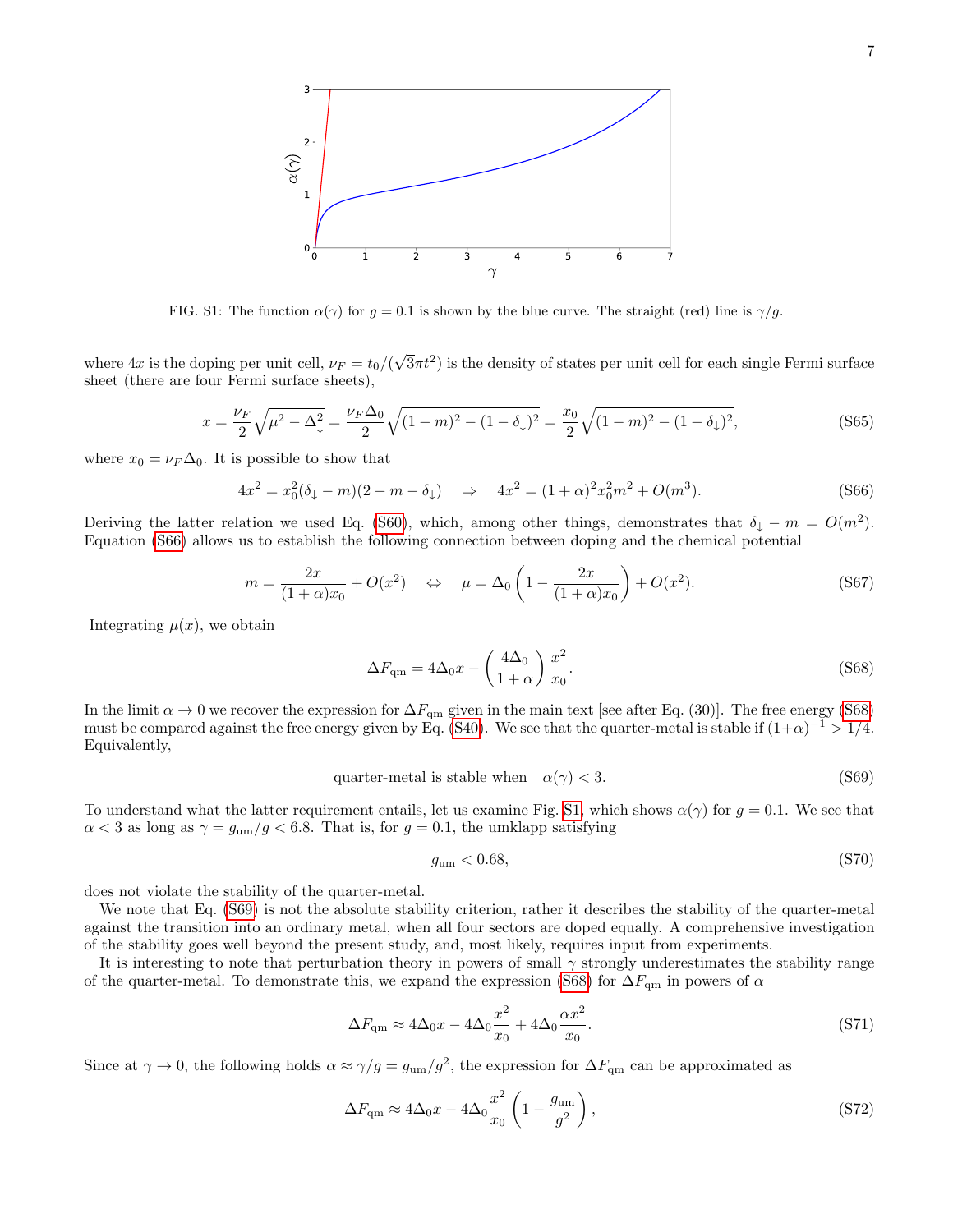FIG. S1: The function $\alpha(\gamma)$ for $g = 0.1$ is shown by the blue curve. The straight (red) line is $\gamma/g$.

where $4x$ is the doping per unit cell, $\nu_F = t_0/(\sqrt{3}\pi t^2)$ is the density of states per unit cell for each single Fermi surface sheet (there are four Fermi surface sheets),

$$x = \frac{\nu_F}{2}\sqrt{\mu^2 - \Delta_\downarrow^2} = \frac{\nu_F \Delta_0}{2}\sqrt{(1-m)^2 - (1-\delta_\downarrow)^2} = \frac{x_0}{2}\sqrt{(1-m)^2 - (1-\delta_\downarrow)^2}, \tag{S65}$$

where $x_0 = \nu_F \Delta_0$. It is possible to show that

$$4x^2 = x_0^2(\delta_\downarrow - m)(2 - m - \delta_\downarrow) \quad \Rightarrow \quad 4x^2 = (1+\alpha)^2 x_0^2 m^2 + O(m^3). \tag{S66}$$

Deriving the latter relation we used Eq. (S60), which, among other things, demonstrates that $\delta_\downarrow - m = O(m^2)$. Equation (S66) allows us to establish the following connection between doping and the chemical potential

$$m = \frac{2x}{(1+\alpha)x_0} + O(x^2) \quad \Leftrightarrow \quad \mu = \Delta_0\left(1 - \frac{2x}{(1+\alpha)x_0}\right) + O(x^2). \tag{S67}$$

Integrating $\mu(x)$, we obtain

$$\Delta F_{\rm qm} = 4\Delta_0 x - \left(\frac{4\Delta_0}{1+\alpha}\right)\frac{x^2}{x_0}. \tag{S68}$$

In the limit $\alpha \to 0$ we recover the expression for $\Delta F_{\rm qm}$ given in the main text [see after Eq. (30)]. The free energy (S68) must be compared against the free energy given by Eq. (S40). We see that the quarter-metal is stable if $(1+\alpha)^{-1} > 1/4$. Equivalently,

$$\text{quarter-metal is stable when} \quad \alpha(\gamma) < 3. \tag{S69}$$

To understand what the latter requirement entails, let us examine Fig. S1, which shows $\alpha(\gamma)$ for $g = 0.1$. We see that $\alpha < 3$ as long as $\gamma = g_{\rm um}/g < 6.8$. That is, for $g = 0.1$, the umklapp satisfying

$$g_{\rm um} < 0.68, \tag{S70}$$

does not violate the stability of the quarter-metal.

We note that Eq. (S69) is not the absolute stability criterion, rather it describes the stability of the quarter-metal against the transition into an ordinary metal, when all four sectors are doped equally. A comprehensive investigation of the stability goes well beyond the present study, and, most likely, requires input from experiments.

It is interesting to note that perturbation theory in powers of small $\gamma$ strongly underestimates the stability range of the quarter-metal. To demonstrate this, we expand the expression (S68) for $\Delta F_{\rm qm}$ in powers of $\alpha$

$$\Delta F_{\rm qm} \approx 4\Delta_0 x - 4\Delta_0 \frac{x^2}{x_0} + 4\Delta_0 \frac{\alpha x^2}{x_0}. \tag{S71}$$

Since at $\gamma \to 0$, the following holds $\alpha \approx \gamma/g = g_{\rm um}/g^2$, the expression for $\Delta F_{\rm qm}$ can be approximated as

$$\Delta F_{\rm qm} \approx 4\Delta_0 x - 4\Delta_0 \frac{x^2}{x_0}\left(1 - \frac{g_{\rm um}}{g^2}\right), \tag{S72}$$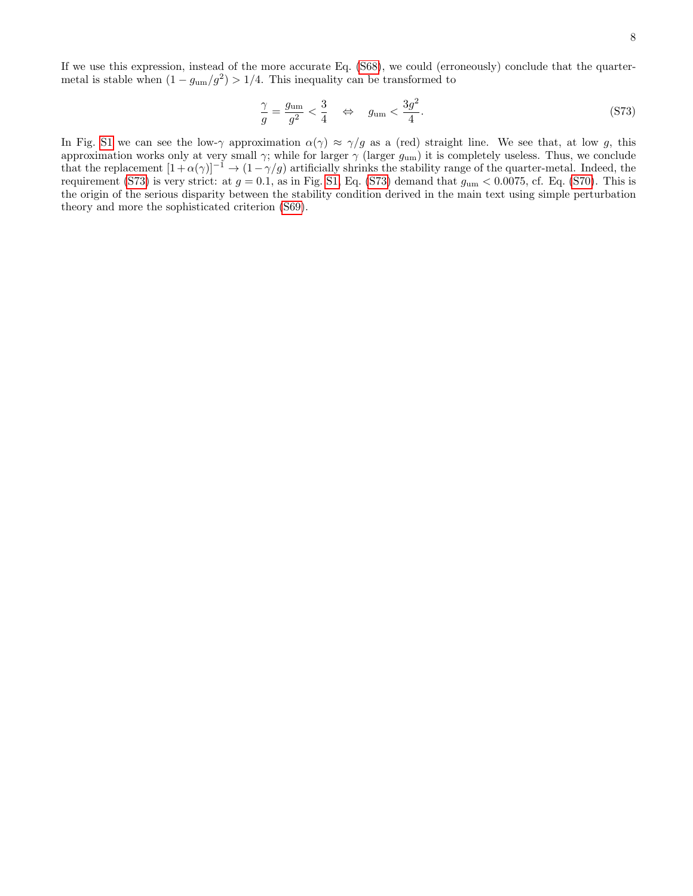If we use this expression, instead of the more accurate Eq. (S68), we could (erroneously) conclude that the quarter-metal is stable when $(1 - g_{\rm um}/g^2) > 1/4$. This inequality can be transformed to

$$\frac{\gamma}{g} = \frac{g_{\rm um}}{g^2} < \frac{3}{4} \quad \Leftrightarrow \quad g_{\rm um} < \frac{3g^2}{4}. \tag{S73}$$

In Fig. S1 we can see the low-$\gamma$ approximation $\alpha(\gamma) \approx \gamma/g$ as a (red) straight line. We see that, at low $g$, this approximation works only at very small $\gamma$; while for larger $\gamma$ (larger $g_{\rm um}$) it is completely useless. Thus, we conclude that the replacement $[1+\alpha(\gamma)]^{-1} \to (1-\gamma/g)$ artificially shrinks the stability range of the quarter-metal. Indeed, the requirement (S73) is very strict: at $g = 0.1$, as in Fig. S1, Eq. (S73) demand that $g_{\rm um} < 0.0075$, cf. Eq. (S70). This is the origin of the serious disparity between the stability condition derived in the main text using simple perturbation theory and more the sophisticated criterion (S69).